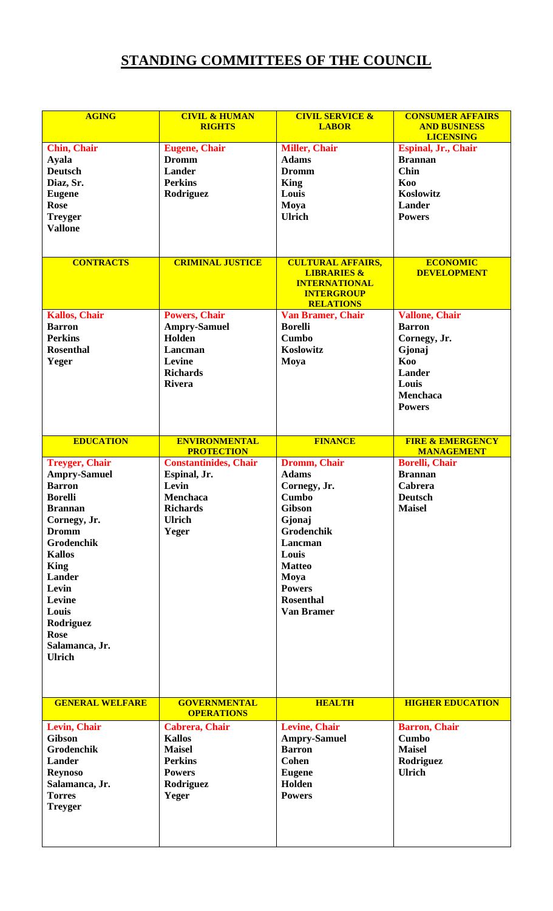# STANDING COMMITTEES OF THE COUNCIL

| AGING | CIVIL & HUMAN RIGHTS | CIVIL SERVICE & LABOR | CONSUMER AFFAIRS AND BUSINESS LICENSING |
|---|---|---|---|
| **Chin, Chair** | **Eugene, Chair** | **Miller, Chair** | **Espinal, Jr., Chair** |
| Ayala | Dromm | Adams | Brannan |
| Deutsch | Lander | Dromm | Chin |
| Diaz, Sr. | Perkins | King | Koo |
| Eugene | Rodriguez | Louis | Koslowitz |
| Rose | | Moya | Lander |
| Treyger | | Ulrich | Powers |
| Vallone | | | |

| CONTRACTS | CRIMINAL JUSTICE | CULTURAL AFFAIRS, LIBRARIES & INTERNATIONAL INTERGROUP RELATIONS | ECONOMIC DEVELOPMENT |
|---|---|---|---|
| **Kallos, Chair** | **Powers, Chair** | **Van Bramer, Chair** | **Vallone, Chair** |
| Barron | Ampry-Samuel | Borelli | Barron |
| Perkins | Holden | Cumbo | Cornegy, Jr. |
| Rosenthal | Lancman | Koslowitz | Gjonaj |
| Yeger | Levine | Moya | Koo |
| | Richards | | Lander |
| | Rivera | | Louis |
| | | | Menchaca |
| | | | Powers |

| EDUCATION | ENVIRONMENTAL PROTECTION | FINANCE | FIRE & EMERGENCY MANAGEMENT |
|---|---|---|---|
| **Treyger, Chair** | **Constantinides, Chair** | **Dromm, Chair** | **Borelli, Chair** |
| Ampry-Samuel | Espinal, Jr. | Adams | Brannan |
| Barron | Levin | Cornegy, Jr. | Cabrera |
| Borelli | Menchaca | Cumbo | Deutsch |
| Brannan | Richards | Gibson | Maisel |
| Cornegy, Jr. | Ulrich | Gjonaj | |
| Dromm | Yeger | Grodenchik | |
| Grodenchik | | Lancman | |
| Kallos | | Louis | |
| King | | Matteo | |
| Lander | | Moya | |
| Levin | | Powers | |
| Levine | | Rosenthal | |
| Louis | | Van Bramer | |
| Rodriguez | | | |
| Rose | | | |
| Salamanca, Jr. | | | |
| Ulrich | | | |

| GENERAL WELFARE | GOVERNMENTAL OPERATIONS | HEALTH | HIGHER EDUCATION |
|---|---|---|---|
| **Levin, Chair** | **Cabrera, Chair** | **Levine, Chair** | **Barron, Chair** |
| Gibson | Kallos | Ampry-Samuel | Cumbo |
| Grodenchik | Maisel | Barron | Maisel |
| Lander | Perkins | Cohen | Rodriguez |
| Reynoso | Powers | Eugene | Ulrich |
| Salamanca, Jr. | Rodriguez | Holden | |
| Torres | Yeger | Powers | |
| Treyger | | | |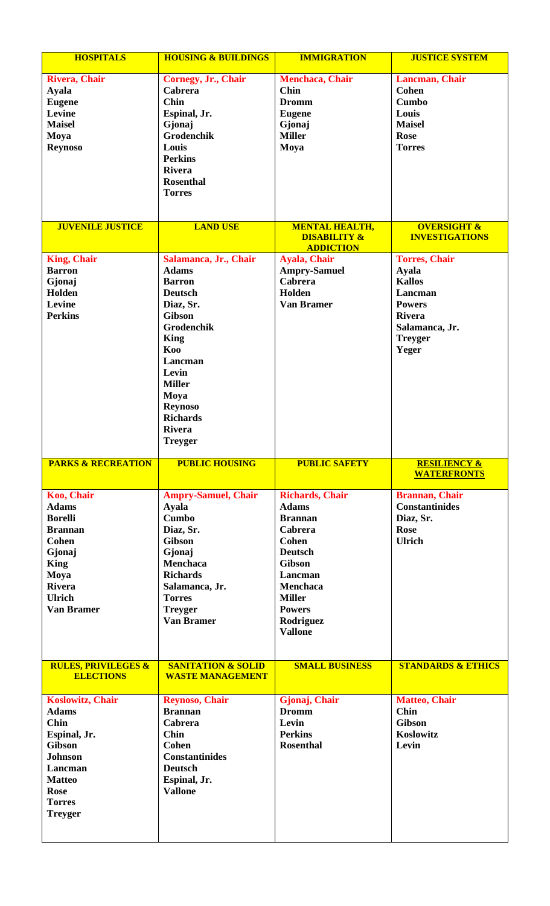| HOSPITALS | HOUSING & BUILDINGS | IMMIGRATION | JUSTICE SYSTEM |
|---|---|---|---|
| **Rivera, Chair**<br>Ayala<br>Eugene<br>Levine<br>Maisel<br>Moya<br>Reynoso | **Cornegy, Jr., Chair**<br>Cabrera<br>Chin<br>Espinal, Jr.<br>Gjonaj<br>Grodenchik<br>Louis<br>Perkins<br>Rivera<br>Rosenthal<br>Torres | **Menchaca, Chair**<br>Chin<br>Dromm<br>Eugene<br>Gjonaj<br>Miller<br>Moya | **Lancman, Chair**<br>Cohen<br>Cumbo<br>Louis<br>Maisel<br>Rose<br>Torres |
| **JUVENILE JUSTICE** | **LAND USE** | **MENTAL HEALTH, DISABILITY & ADDICTION** | **OVERSIGHT & INVESTIGATIONS** |
| **King, Chair**<br>Barron<br>Gjonaj<br>Holden<br>Levine<br>Perkins | **Salamanca, Jr., Chair**<br>Adams<br>Barron<br>Deutsch<br>Diaz, Sr.<br>Gibson<br>Grodenchik<br>King<br>Koo<br>Lancman<br>Levin<br>Miller<br>Moya<br>Reynoso<br>Richards<br>Rivera<br>Treyger | **Ayala, Chair**<br>Ampry-Samuel<br>Cabrera<br>Holden<br>Van Bramer | **Torres, Chair**<br>Ayala<br>Kallos<br>Lancman<br>Powers<br>Rivera<br>Salamanca, Jr.<br>Treyger<br>Yeger |
| **PARKS & RECREATION** | **PUBLIC HOUSING** | **PUBLIC SAFETY** | **RESILIENCY & WATERFRONTS** |
| **Koo, Chair**<br>Adams<br>Borelli<br>Brannan<br>Cohen<br>Gjonaj<br>King<br>Moya<br>Rivera<br>Ulrich<br>Van Bramer | **Ampry-Samuel, Chair**<br>Ayala<br>Cumbo<br>Diaz, Sr.<br>Gibson<br>Gjonaj<br>Menchaca<br>Richards<br>Salamanca, Jr.<br>Torres<br>Treyger<br>Van Bramer | **Richards, Chair**<br>Adams<br>Brannan<br>Cabrera<br>Cohen<br>Deutsch<br>Gibson<br>Lancman<br>Menchaca<br>Miller<br>Powers<br>Rodriguez<br>Vallone | **Brannan, Chair**<br>Constantinides<br>Diaz, Sr.<br>Rose<br>Ulrich |
| **RULES, PRIVILEGES & ELECTIONS** | **SANITATION & SOLID WASTE MANAGEMENT** | **SMALL BUSINESS** | **STANDARDS & ETHICS** |
| **Koslowitz, Chair**<br>Adams<br>Chin<br>Espinal, Jr.<br>Gibson<br>Johnson<br>Lancman<br>Matteo<br>Rose<br>Torres<br>Treyger | **Reynoso, Chair**<br>Brannan<br>Cabrera<br>Chin<br>Cohen<br>Constantinides<br>Deutsch<br>Espinal, Jr.<br>Vallone | **Gjonaj, Chair**<br>Dromm<br>Levin<br>Perkins<br>Rosenthal | **Matteo, Chair**<br>Chin<br>Gibson<br>Koslowitz<br>Levin |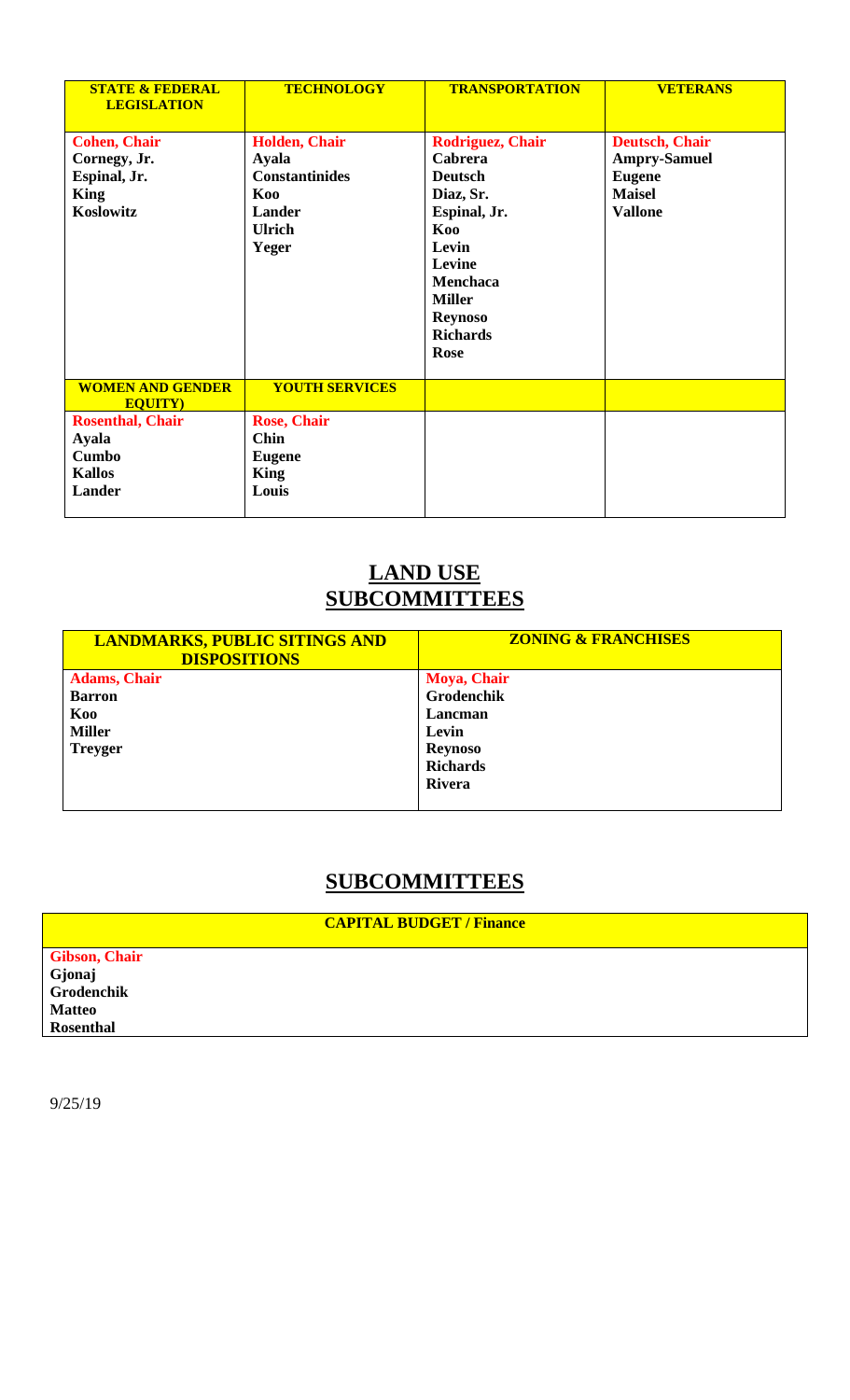| STATE & FEDERAL LEGISLATION | TECHNOLOGY | TRANSPORTATION | VETERANS |
|---|---|---|---|
| **Cohen, Chair**<br>**Cornegy, Jr.**<br>**Espinal, Jr.**<br>**King**<br>**Koslowitz** | **Holden, Chair**<br>**Ayala**<br>**Constantinides**<br>**Koo**<br>**Lander**<br>**Ulrich**<br>**Yeger** | **Rodriguez, Chair**<br>**Cabrera**<br>**Deutsch**<br>**Diaz, Sr.**<br>**Espinal, Jr.**<br>**Koo**<br>**Levin**<br>**Levine**<br>**Menchaca**<br>**Miller**<br>**Reynoso**<br>**Richards**<br>**Rose** | **Deutsch, Chair**<br>**Ampry-Samuel**<br>**Eugene**<br>**Maisel**<br>**Vallone** |
| **WOMEN AND GENDER EQUITY)** | **YOUTH SERVICES** | | |
| **Rosenthal, Chair**<br>**Ayala**<br>**Cumbo**<br>**Kallos**<br>**Lander** | **Rose, Chair**<br>**Chin**<br>**Eugene**<br>**King**<br>**Louis** | | |

## LAND USE SUBCOMMITTEES

| LANDMARKS, PUBLIC SITINGS AND DISPOSITIONS | ZONING & FRANCHISES |
|---|---|
| **Adams, Chair**<br>**Barron**<br>**Koo**<br>**Miller**<br>**Treyger** | **Moya, Chair**<br>**Grodenchik**<br>**Lancman**<br>**Levin**<br>**Reynoso**<br>**Richards**<br>**Rivera** |

## SUBCOMMITTEES

| CAPITAL BUDGET / Finance |
|---|
| **Gibson, Chair**<br>**Gjonaj**<br>**Grodenchik**<br>**Matteo**<br>**Rosenthal** |

9/25/19